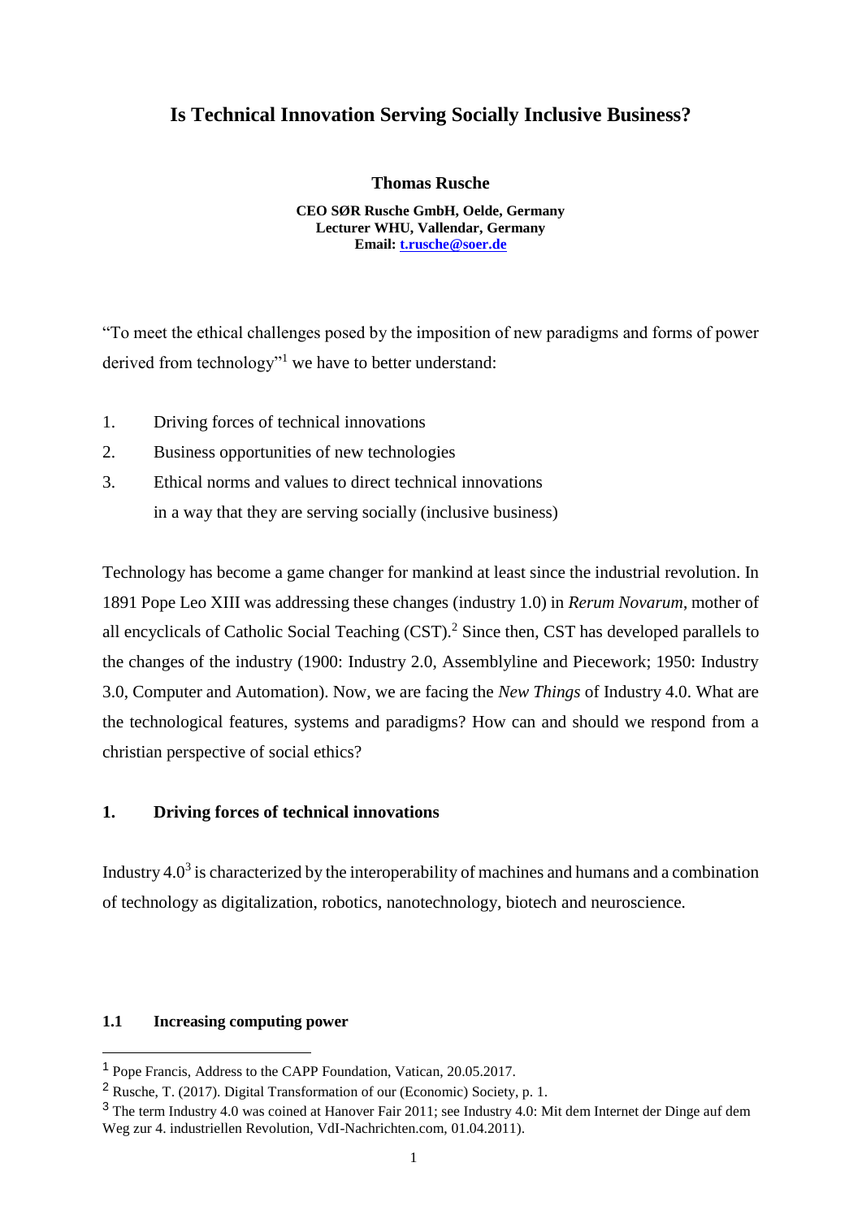# Is Technical Innovation Serving Socially Inclusive Business?

**Thomas Rusche**

**CEO SØR Rusche GmbH, Oelde, Germany**
**Lecturer WHU, Vallendar, Germany**
**Email: t.rusche@soer.de**

"To meet the ethical challenges posed by the imposition of new paradigms and forms of power derived from technology"[1] we have to better understand:

1. Driving forces of technical innovations
2. Business opportunities of new technologies
3. Ethical norms and values to direct technical innovations in a way that they are serving socially (inclusive business)

Technology has become a game changer for mankind at least since the industrial revolution. In 1891 Pope Leo XIII was addressing these changes (industry 1.0) in *Rerum Novarum*, mother of all encyclicals of Catholic Social Teaching (CST).[2] Since then, CST has developed parallels to the changes of the industry (1900: Industry 2.0, Assemblyline and Piecework; 1950: Industry 3.0, Computer and Automation). Now, we are facing the *New Things* of Industry 4.0. What are the technological features, systems and paradigms? How can and should we respond from a christian perspective of social ethics?

## 1. Driving forces of technical innovations

Industry 4.0[3] is characterized by the interoperability of machines and humans and a combination of technology as digitalization, robotics, nanotechnology, biotech and neuroscience.

### 1.1 Increasing computing power

---

[1] Pope Francis, Address to the CAPP Foundation, Vatican, 20.05.2017.

[2] Rusche, T. (2017). Digital Transformation of our (Economic) Society, p. 1.

[3] The term Industry 4.0 was coined at Hanover Fair 2011; see Industry 4.0: Mit dem Internet der Dinge auf dem Weg zur 4. industriellen Revolution, VdI-Nachrichten.com, 01.04.2011).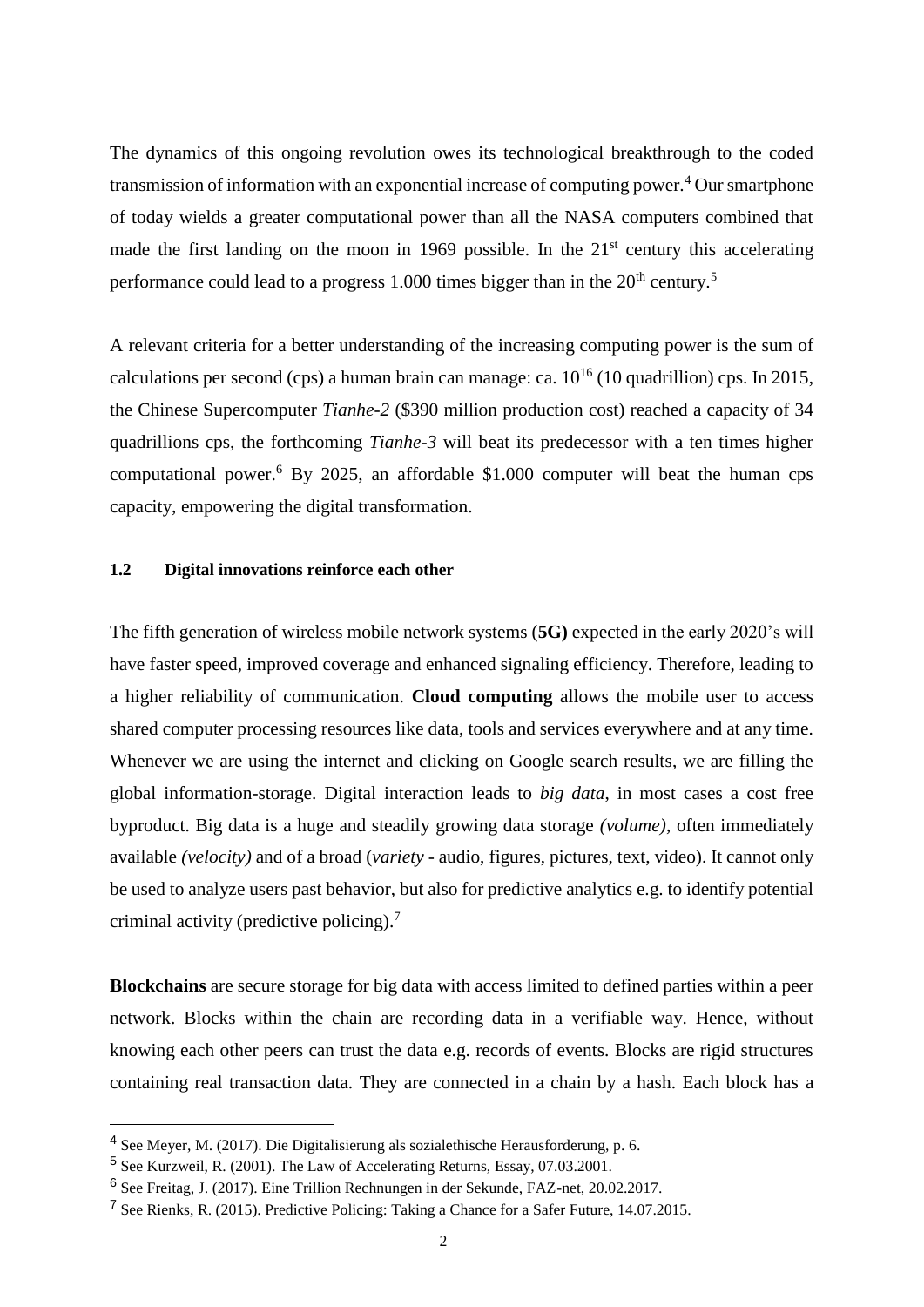The dynamics of this ongoing revolution owes its technological breakthrough to the coded transmission of information with an exponential increase of computing power.[4] Our smartphone of today wields a greater computational power than all the NASA computers combined that made the first landing on the moon in 1969 possible. In the 21st century this accelerating performance could lead to a progress 1.000 times bigger than in the 20th century.[5]

A relevant criteria for a better understanding of the increasing computing power is the sum of calculations per second (cps) a human brain can manage: ca. $10^{16}$ (10 quadrillion) cps. In 2015, the Chinese Supercomputer *Tianhe-2* ($390 million production cost) reached a capacity of 34 quadrillions cps, the forthcoming *Tianhe-3* will beat its predecessor with a ten times higher computational power.[6] By 2025, an affordable $1.000 computer will beat the human cps capacity, empowering the digital transformation.

### 1.2 Digital innovations reinforce each other

The fifth generation of wireless mobile network systems (**5G)** expected in the early 2020's will have faster speed, improved coverage and enhanced signaling efficiency. Therefore, leading to a higher reliability of communication. **Cloud computing** allows the mobile user to access shared computer processing resources like data, tools and services everywhere and at any time. Whenever we are using the internet and clicking on Google search results, we are filling the global information-storage. Digital interaction leads to *big data*, in most cases a cost free byproduct. Big data is a huge and steadily growing data storage *(volume)*, often immediately available *(velocity)* and of a broad (*variety* - audio, figures, pictures, text, video). It cannot only be used to analyze users past behavior, but also for predictive analytics e.g. to identify potential criminal activity (predictive policing).[7]

**Blockchains** are secure storage for big data with access limited to defined parties within a peer network. Blocks within the chain are recording data in a verifiable way. Hence, without knowing each other peers can trust the data e.g. records of events. Blocks are rigid structures containing real transaction data. They are connected in a chain by a hash. Each block has a

---

[4] See Meyer, M. (2017). Die Digitalisierung als sozialethische Herausforderung, p. 6.

[5] See Kurzweil, R. (2001). The Law of Accelerating Returns, Essay, 07.03.2001.

[6] See Freitag, J. (2017). Eine Trillion Rechnungen in der Sekunde, FAZ-net, 20.02.2017.

[7] See Rienks, R. (2015). Predictive Policing: Taking a Chance for a Safer Future, 14.07.2015.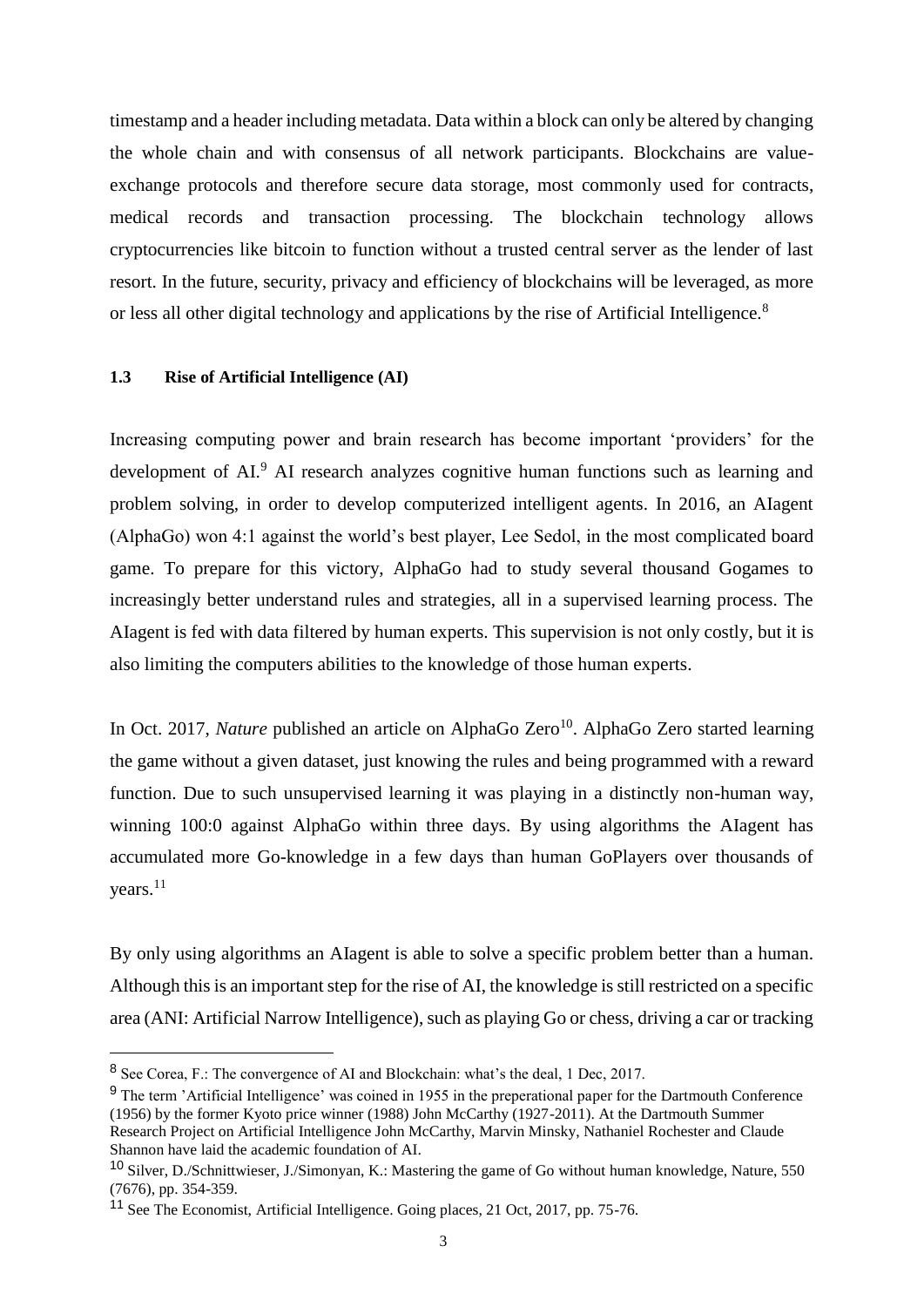timestamp and a header including metadata. Data within a block can only be altered by changing the whole chain and with consensus of all network participants. Blockchains are value-exchange protocols and therefore secure data storage, most commonly used for contracts, medical records and transaction processing. The blockchain technology allows cryptocurrencies like bitcoin to function without a trusted central server as the lender of last resort. In the future, security, privacy and efficiency of blockchains will be leveraged, as more or less all other digital technology and applications by the rise of Artificial Intelligence.[8]

### 1.3 Rise of Artificial Intelligence (AI)

Increasing computing power and brain research has become important 'providers' for the development of AI.[9] AI research analyzes cognitive human functions such as learning and problem solving, in order to develop computerized intelligent agents. In 2016, an AIagent (AlphaGo) won 4:1 against the world's best player, Lee Sedol, in the most complicated board game. To prepare for this victory, AlphaGo had to study several thousand Gogames to increasingly better understand rules and strategies, all in a supervised learning process. The AIagent is fed with data filtered by human experts. This supervision is not only costly, but it is also limiting the computers abilities to the knowledge of those human experts.

In Oct. 2017, *Nature* published an article on AlphaGo Zero[10]. AlphaGo Zero started learning the game without a given dataset, just knowing the rules and being programmed with a reward function. Due to such unsupervised learning it was playing in a distinctly non-human way, winning 100:0 against AlphaGo within three days. By using algorithms the AIagent has accumulated more Go-knowledge in a few days than human GoPlayers over thousands of years.[11]

By only using algorithms an AIagent is able to solve a specific problem better than a human. Although this is an important step for the rise of AI, the knowledge is still restricted on a specific area (ANI: Artificial Narrow Intelligence), such as playing Go or chess, driving a car or tracking

---

[8] See Corea, F.: The convergence of AI and Blockchain: what's the deal, 1 Dec, 2017.

[9] The term 'Artificial Intelligence' was coined in 1955 in the preperational paper for the Dartmouth Conference (1956) by the former Kyoto price winner (1988) John McCarthy (1927-2011). At the Dartmouth Summer Research Project on Artificial Intelligence John McCarthy, Marvin Minsky, Nathaniel Rochester and Claude Shannon have laid the academic foundation of AI.

[10] Silver, D./Schnittwieser, J./Simonyan, K.: Mastering the game of Go without human knowledge, Nature, 550 (7676), pp. 354-359.

[11] See The Economist, Artificial Intelligence. Going places, 21 Oct, 2017, pp. 75-76.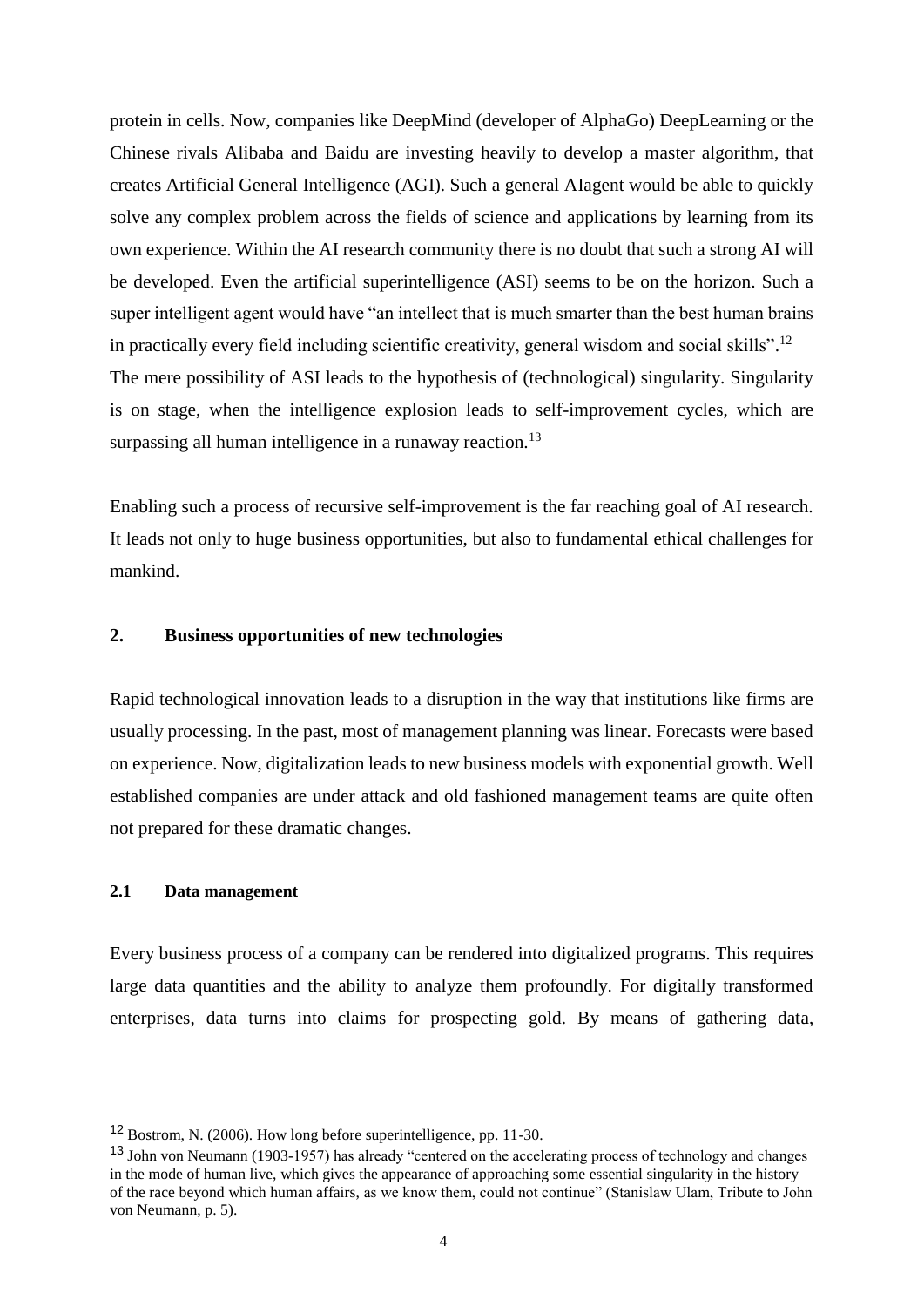protein in cells. Now, companies like DeepMind (developer of AlphaGo) DeepLearning or the Chinese rivals Alibaba and Baidu are investing heavily to develop a master algorithm, that creates Artificial General Intelligence (AGI). Such a general AIagent would be able to quickly solve any complex problem across the fields of science and applications by learning from its own experience. Within the AI research community there is no doubt that such a strong AI will be developed. Even the artificial superintelligence (ASI) seems to be on the horizon. Such a super intelligent agent would have "an intellect that is much smarter than the best human brains in practically every field including scientific creativity, general wisdom and social skills".[12] The mere possibility of ASI leads to the hypothesis of (technological) singularity. Singularity is on stage, when the intelligence explosion leads to self-improvement cycles, which are surpassing all human intelligence in a runaway reaction.[13]

Enabling such a process of recursive self-improvement is the far reaching goal of AI research. It leads not only to huge business opportunities, but also to fundamental ethical challenges for mankind.

## 2. Business opportunities of new technologies

Rapid technological innovation leads to a disruption in the way that institutions like firms are usually processing. In the past, most of management planning was linear. Forecasts were based on experience. Now, digitalization leads to new business models with exponential growth. Well established companies are under attack and old fashioned management teams are quite often not prepared for these dramatic changes.

### 2.1 Data management

Every business process of a company can be rendered into digitalized programs. This requires large data quantities and the ability to analyze them profoundly. For digitally transformed enterprises, data turns into claims for prospecting gold. By means of gathering data,

---

[12] Bostrom, N. (2006). How long before superintelligence, pp. 11-30.

[13] John von Neumann (1903-1957) has already "centered on the accelerating process of technology and changes in the mode of human live, which gives the appearance of approaching some essential singularity in the history of the race beyond which human affairs, as we know them, could not continue" (Stanislaw Ulam, Tribute to John von Neumann, p. 5).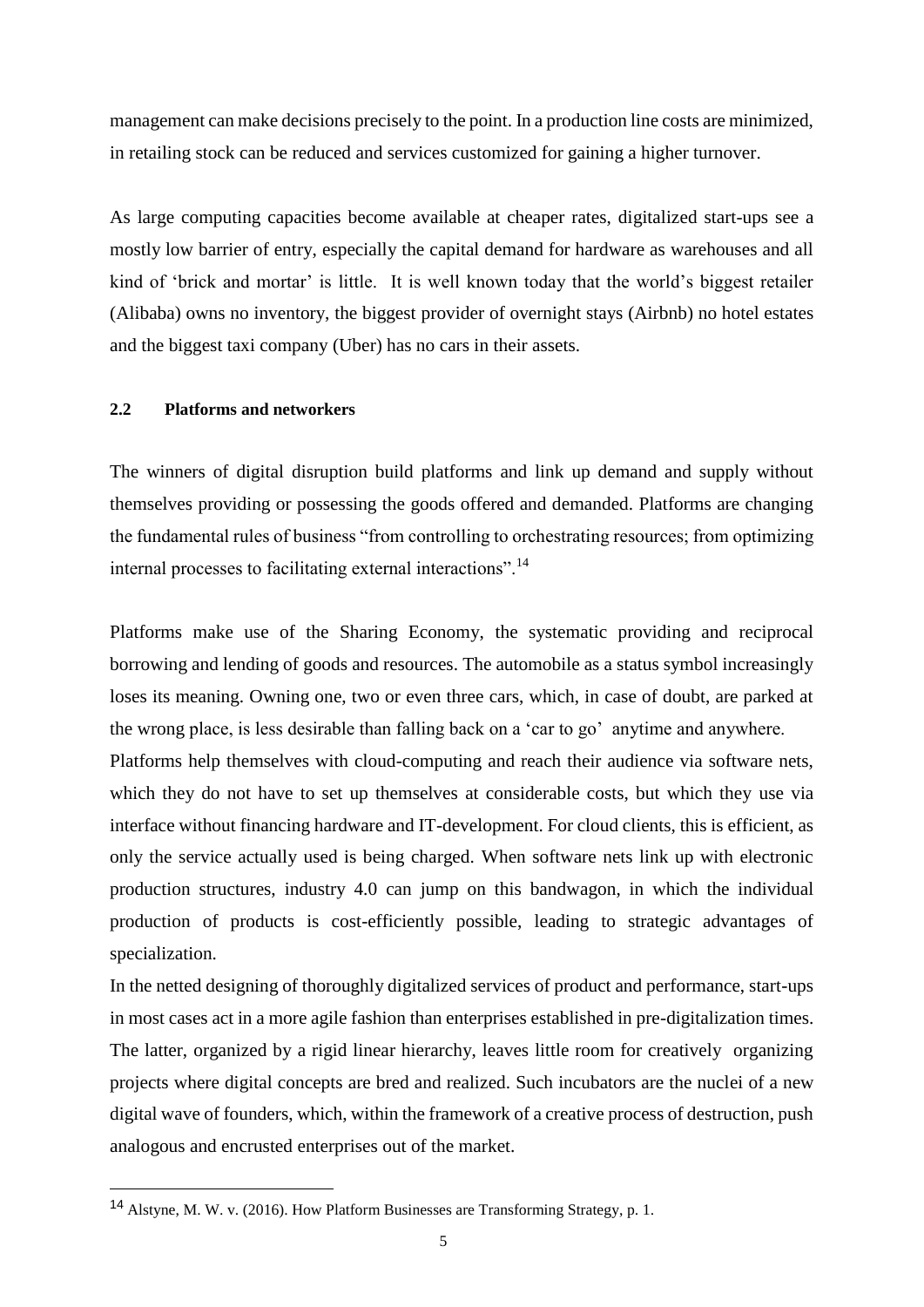management can make decisions precisely to the point. In a production line costs are minimized, in retailing stock can be reduced and services customized for gaining a higher turnover.

As large computing capacities become available at cheaper rates, digitalized start-ups see a mostly low barrier of entry, especially the capital demand for hardware as warehouses and all kind of 'brick and mortar' is little. It is well known today that the world's biggest retailer (Alibaba) owns no inventory, the biggest provider of overnight stays (Airbnb) no hotel estates and the biggest taxi company (Uber) has no cars in their assets.

### 2.2 Platforms and networkers

The winners of digital disruption build platforms and link up demand and supply without themselves providing or possessing the goods offered and demanded. Platforms are changing the fundamental rules of business "from controlling to orchestrating resources; from optimizing internal processes to facilitating external interactions".[14]

Platforms make use of the Sharing Economy, the systematic providing and reciprocal borrowing and lending of goods and resources. The automobile as a status symbol increasingly loses its meaning. Owning one, two or even three cars, which, in case of doubt, are parked at the wrong place, is less desirable than falling back on a 'car to go' anytime and anywhere.

Platforms help themselves with cloud-computing and reach their audience via software nets, which they do not have to set up themselves at considerable costs, but which they use via interface without financing hardware and IT-development. For cloud clients, this is efficient, as only the service actually used is being charged. When software nets link up with electronic production structures, industry 4.0 can jump on this bandwagon, in which the individual production of products is cost-efficiently possible, leading to strategic advantages of specialization.

In the netted designing of thoroughly digitalized services of product and performance, start-ups in most cases act in a more agile fashion than enterprises established in pre-digitalization times. The latter, organized by a rigid linear hierarchy, leaves little room for creatively organizing projects where digital concepts are bred and realized. Such incubators are the nuclei of a new digital wave of founders, which, within the framework of a creative process of destruction, push analogous and encrusted enterprises out of the market.

[14] Alstyne, M. W. v. (2016). How Platform Businesses are Transforming Strategy, p. 1.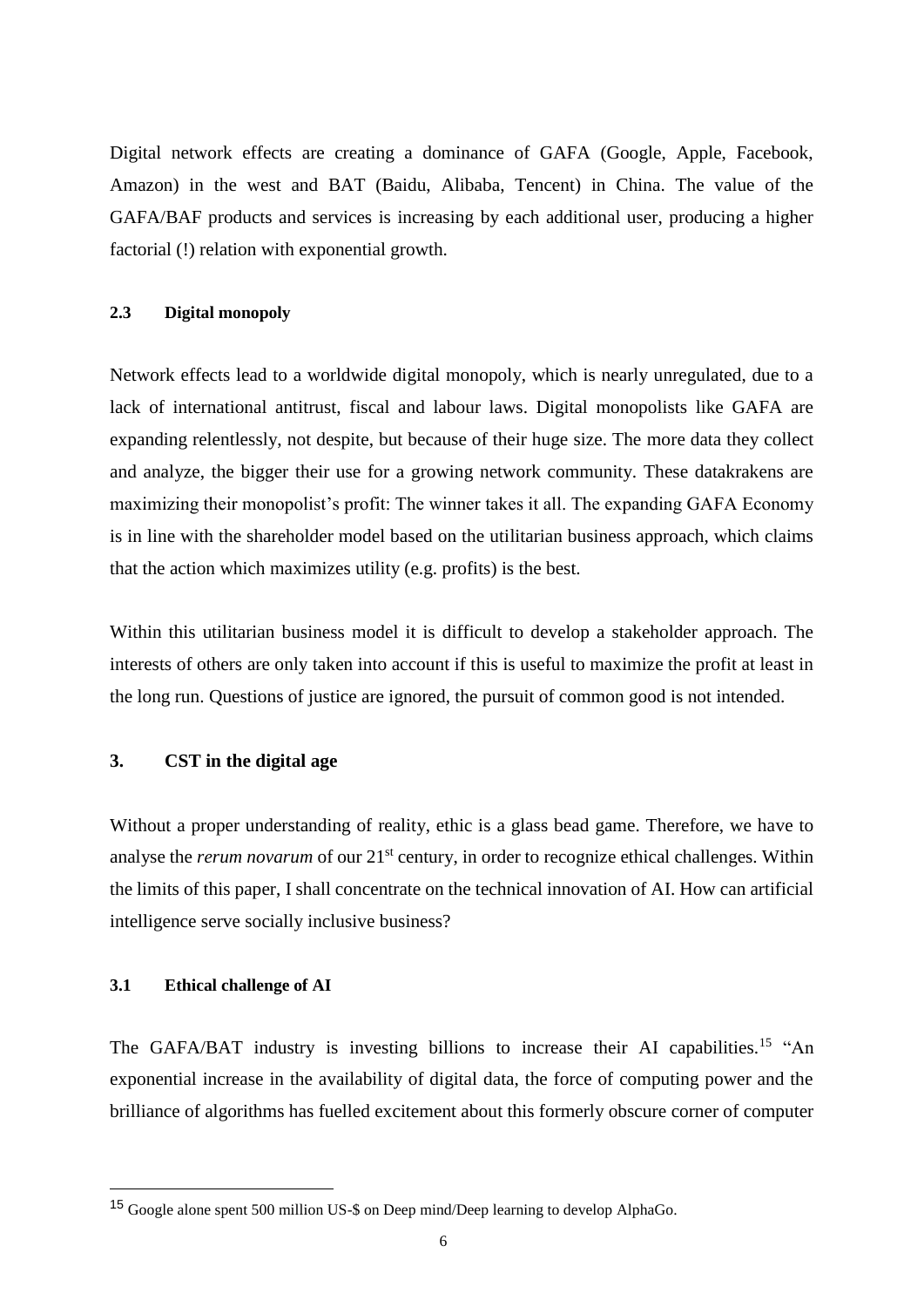Digital network effects are creating a dominance of GAFA (Google, Apple, Facebook, Amazon) in the west and BAT (Baidu, Alibaba, Tencent) in China. The value of the GAFA/BAF products and services is increasing by each additional user, producing a higher factorial (!) relation with exponential growth.

### 2.3 Digital monopoly

Network effects lead to a worldwide digital monopoly, which is nearly unregulated, due to a lack of international antitrust, fiscal and labour laws. Digital monopolists like GAFA are expanding relentlessly, not despite, but because of their huge size. The more data they collect and analyze, the bigger their use for a growing network community. These datakrakens are maximizing their monopolist's profit: The winner takes it all. The expanding GAFA Economy is in line with the shareholder model based on the utilitarian business approach, which claims that the action which maximizes utility (e.g. profits) is the best.

Within this utilitarian business model it is difficult to develop a stakeholder approach. The interests of others are only taken into account if this is useful to maximize the profit at least in the long run. Questions of justice are ignored, the pursuit of common good is not intended.

## 3. CST in the digital age

Without a proper understanding of reality, ethic is a glass bead game. Therefore, we have to analyse the *rerum novarum* of our 21st century, in order to recognize ethical challenges. Within the limits of this paper, I shall concentrate on the technical innovation of AI. How can artificial intelligence serve socially inclusive business?

### 3.1 Ethical challenge of AI

The GAFA/BAT industry is investing billions to increase their AI capabilities.[15] "An exponential increase in the availability of digital data, the force of computing power and the brilliance of algorithms has fuelled excitement about this formerly obscure corner of computer

[15] Google alone spent 500 million US-$ on Deep mind/Deep learning to develop AlphaGo.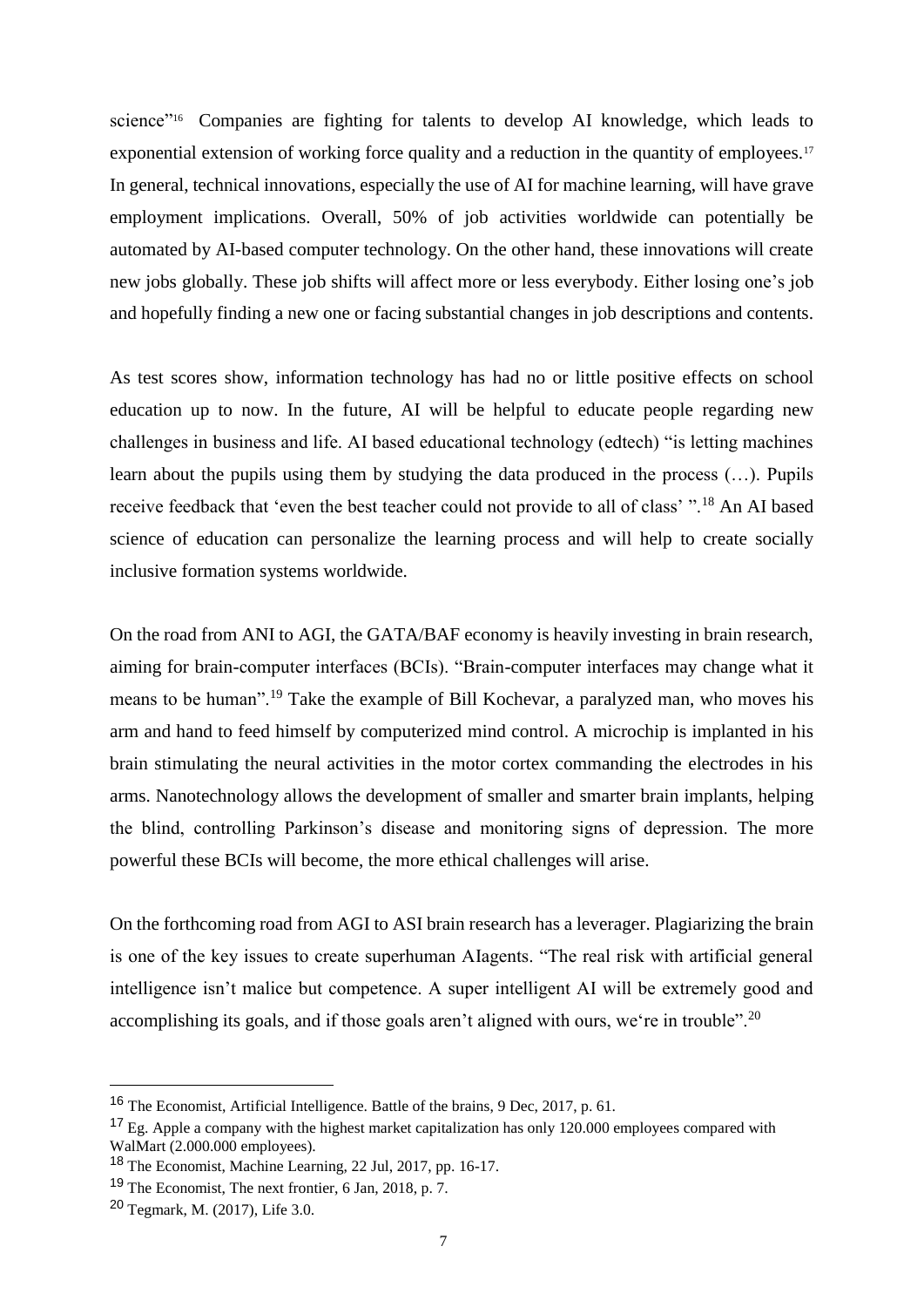science"[16] Companies are fighting for talents to develop AI knowledge, which leads to exponential extension of working force quality and a reduction in the quantity of employees.[17] In general, technical innovations, especially the use of AI for machine learning, will have grave employment implications. Overall, 50% of job activities worldwide can potentially be automated by AI-based computer technology. On the other hand, these innovations will create new jobs globally. These job shifts will affect more or less everybody. Either losing one's job and hopefully finding a new one or facing substantial changes in job descriptions and contents.

As test scores show, information technology has had no or little positive effects on school education up to now. In the future, AI will be helpful to educate people regarding new challenges in business and life. AI based educational technology (edtech) "is letting machines learn about the pupils using them by studying the data produced in the process (…). Pupils receive feedback that 'even the best teacher could not provide to all of class' ".[18] An AI based science of education can personalize the learning process and will help to create socially inclusive formation systems worldwide.

On the road from ANI to AGI, the GATA/BAF economy is heavily investing in brain research, aiming for brain-computer interfaces (BCIs). "Brain-computer interfaces may change what it means to be human".[19] Take the example of Bill Kochevar, a paralyzed man, who moves his arm and hand to feed himself by computerized mind control. A microchip is implanted in his brain stimulating the neural activities in the motor cortex commanding the electrodes in his arms. Nanotechnology allows the development of smaller and smarter brain implants, helping the blind, controlling Parkinson's disease and monitoring signs of depression. The more powerful these BCIs will become, the more ethical challenges will arise.

On the forthcoming road from AGI to ASI brain research has a leverager. Plagiarizing the brain is one of the key issues to create superhuman AIagents. "The real risk with artificial general intelligence isn't malice but competence. A super intelligent AI will be extremely good and accomplishing its goals, and if those goals aren't aligned with ours, we're in trouble".[20]

---

[16] The Economist, Artificial Intelligence. Battle of the brains, 9 Dec, 2017, p. 61.

[17] Eg. Apple a company with the highest market capitalization has only 120.000 employees compared with WalMart (2.000.000 employees).

[18] The Economist, Machine Learning, 22 Jul, 2017, pp. 16-17.

[19] The Economist, The next frontier, 6 Jan, 2018, p. 7.

[20] Tegmark, M. (2017), Life 3.0.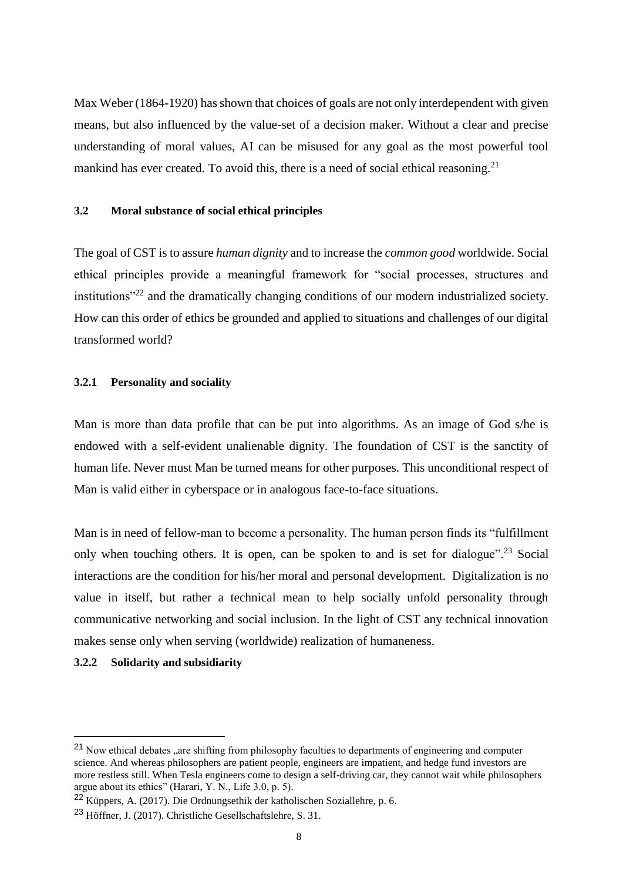Max Weber (1864-1920) has shown that choices of goals are not only interdependent with given means, but also influenced by the value-set of a decision maker. Without a clear and precise understanding of moral values, AI can be misused for any goal as the most powerful tool mankind has ever created. To avoid this, there is a need of social ethical reasoning.[21]

### 3.2 Moral substance of social ethical principles

The goal of CST is to assure *human dignity* and to increase the *common good* worldwide. Social ethical principles provide a meaningful framework for "social processes, structures and institutions"[22] and the dramatically changing conditions of our modern industrialized society. How can this order of ethics be grounded and applied to situations and challenges of our digital transformed world?

#### 3.2.1 Personality and sociality

Man is more than data profile that can be put into algorithms. As an image of God s/he is endowed with a self-evident unalienable dignity. The foundation of CST is the sanctity of human life. Never must Man be turned means for other purposes. This unconditional respect of Man is valid either in cyberspace or in analogous face-to-face situations.

Man is in need of fellow-man to become a personality. The human person finds its "fulfillment only when touching others. It is open, can be spoken to and is set for dialogue".[23] Social interactions are the condition for his/her moral and personal development. Digitalization is no value in itself, but rather a technical mean to help socially unfold personality through communicative networking and social inclusion. In the light of CST any technical innovation makes sense only when serving (worldwide) realization of humaneness.

#### 3.2.2 Solidarity and subsidiarity

---

[21] Now ethical debates „are shifting from philosophy faculties to departments of engineering and computer science. And whereas philosophers are patient people, engineers are impatient, and hedge fund investors are more restless still. When Tesla engineers come to design a self-driving car, they cannot wait while philosophers argue about its ethics" (Harari, Y. N., Life 3.0, p. 5).

[22] Küppers, A. (2017). Die Ordnungsethik der katholischen Soziallehre, p. 6.

[23] Höffner, J. (2017). Christliche Gesellschaftslehre, S. 31.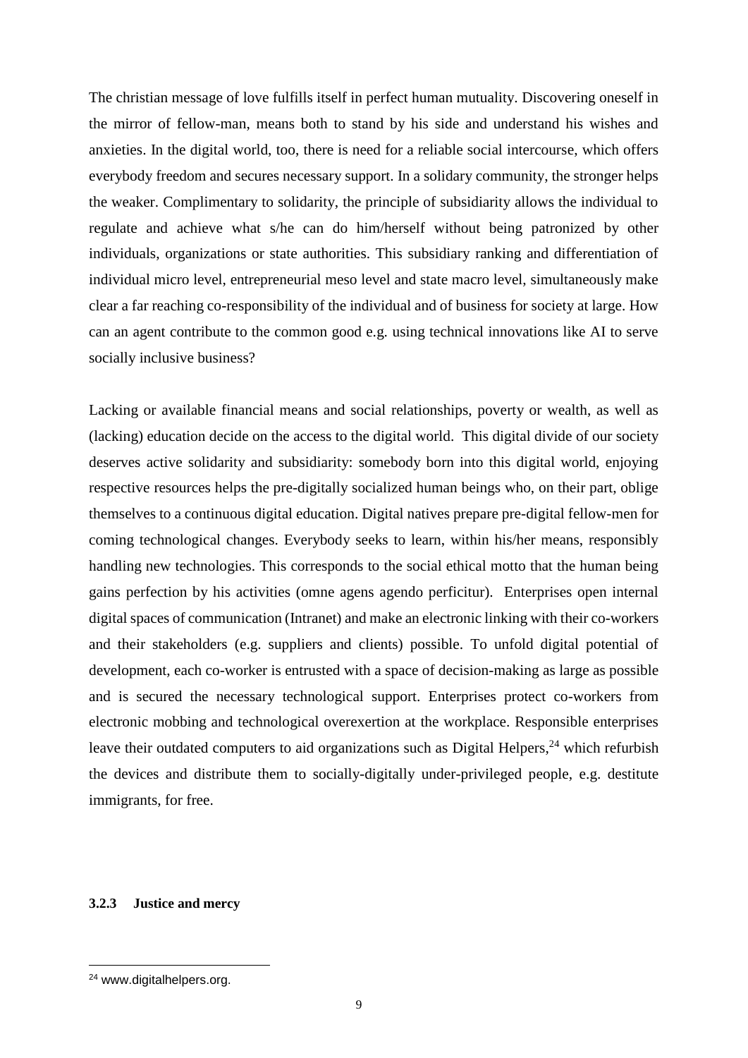The christian message of love fulfills itself in perfect human mutuality. Discovering oneself in the mirror of fellow-man, means both to stand by his side and understand his wishes and anxieties. In the digital world, too, there is need for a reliable social intercourse, which offers everybody freedom and secures necessary support. In a solidary community, the stronger helps the weaker. Complimentary to solidarity, the principle of subsidiarity allows the individual to regulate and achieve what s/he can do him/herself without being patronized by other individuals, organizations or state authorities. This subsidiary ranking and differentiation of individual micro level, entrepreneurial meso level and state macro level, simultaneously make clear a far reaching co-responsibility of the individual and of business for society at large. How can an agent contribute to the common good e.g. using technical innovations like AI to serve socially inclusive business?

Lacking or available financial means and social relationships, poverty or wealth, as well as (lacking) education decide on the access to the digital world. This digital divide of our society deserves active solidarity and subsidiarity: somebody born into this digital world, enjoying respective resources helps the pre-digitally socialized human beings who, on their part, oblige themselves to a continuous digital education. Digital natives prepare pre-digital fellow-men for coming technological changes. Everybody seeks to learn, within his/her means, responsibly handling new technologies. This corresponds to the social ethical motto that the human being gains perfection by his activities (omne agens agendo perficitur). Enterprises open internal digital spaces of communication (Intranet) and make an electronic linking with their co-workers and their stakeholders (e.g. suppliers and clients) possible. To unfold digital potential of development, each co-worker is entrusted with a space of decision-making as large as possible and is secured the necessary technological support. Enterprises protect co-workers from electronic mobbing and technological overexertion at the workplace. Responsible enterprises leave their outdated computers to aid organizations such as Digital Helpers,[24] which refurbish the devices and distribute them to socially-digitally under-privileged people, e.g. destitute immigrants, for free.

#### 3.2.3 Justice and mercy

[24] www.digitalhelpers.org.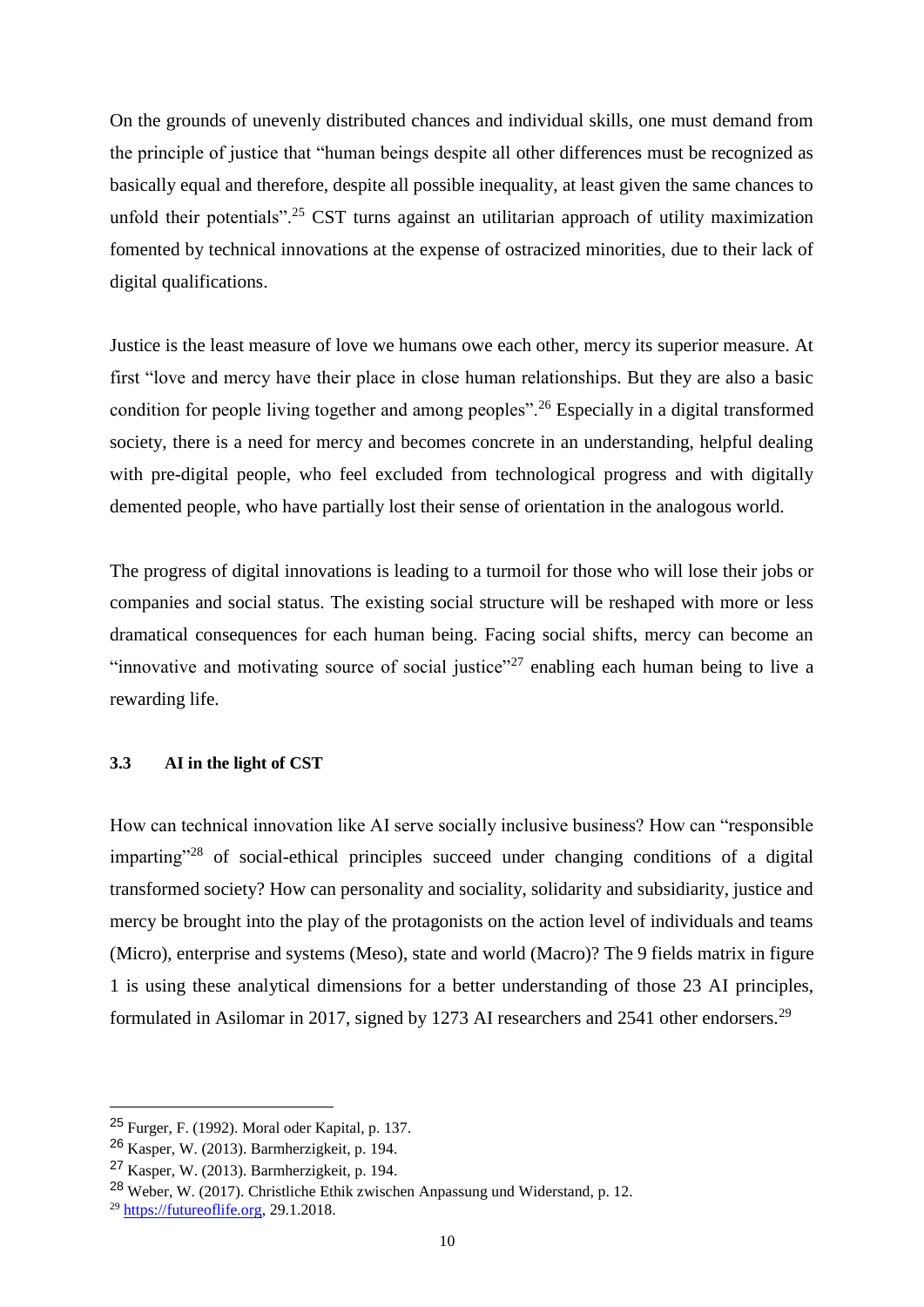On the grounds of unevenly distributed chances and individual skills, one must demand from the principle of justice that "human beings despite all other differences must be recognized as basically equal and therefore, despite all possible inequality, at least given the same chances to unfold their potentials".[25] CST turns against an utilitarian approach of utility maximization fomented by technical innovations at the expense of ostracized minorities, due to their lack of digital qualifications.

Justice is the least measure of love we humans owe each other, mercy its superior measure. At first "love and mercy have their place in close human relationships. But they are also a basic condition for people living together and among peoples".[26] Especially in a digital transformed society, there is a need for mercy and becomes concrete in an understanding, helpful dealing with pre-digital people, who feel excluded from technological progress and with digitally demented people, who have partially lost their sense of orientation in the analogous world.

The progress of digital innovations is leading to a turmoil for those who will lose their jobs or companies and social status. The existing social structure will be reshaped with more or less dramatical consequences for each human being. Facing social shifts, mercy can become an "innovative and motivating source of social justice"[27] enabling each human being to live a rewarding life.

### 3.3 AI in the light of CST

How can technical innovation like AI serve socially inclusive business? How can "responsible imparting"[28] of social-ethical principles succeed under changing conditions of a digital transformed society? How can personality and sociality, solidarity and subsidiarity, justice and mercy be brought into the play of the protagonists on the action level of individuals and teams (Micro), enterprise and systems (Meso), state and world (Macro)? The 9 fields matrix in figure 1 is using these analytical dimensions for a better understanding of those 23 AI principles, formulated in Asilomar in 2017, signed by 1273 AI researchers and 2541 other endorsers.[29]

---

[25] Furger, F. (1992). Moral oder Kapital, p. 137.

[26] Kasper, W. (2013). Barmherzigkeit, p. 194.

[27] Kasper, W. (2013). Barmherzigkeit, p. 194.

[28] Weber, W. (2017). Christliche Ethik zwischen Anpassung und Widerstand, p. 12.

[29] https://futureoflife.org, 29.1.2018.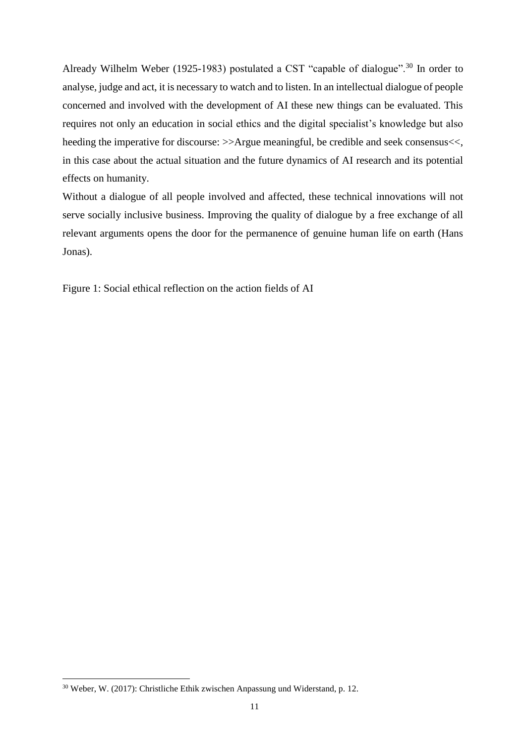Already Wilhelm Weber (1925-1983) postulated a CST "capable of dialogue".[30] In order to analyse, judge and act, it is necessary to watch and to listen. In an intellectual dialogue of people concerned and involved with the development of AI these new things can be evaluated. This requires not only an education in social ethics and the digital specialist's knowledge but also heeding the imperative for discourse: >>Argue meaningful, be credible and seek consensus<<, in this case about the actual situation and the future dynamics of AI research and its potential effects on humanity.

Without a dialogue of all people involved and affected, these technical innovations will not serve socially inclusive business. Improving the quality of dialogue by a free exchange of all relevant arguments opens the door for the permanence of genuine human life on earth (Hans Jonas).

Figure 1: Social ethical reflection on the action fields of AI

[30] Weber, W. (2017): Christliche Ethik zwischen Anpassung und Widerstand, p. 12.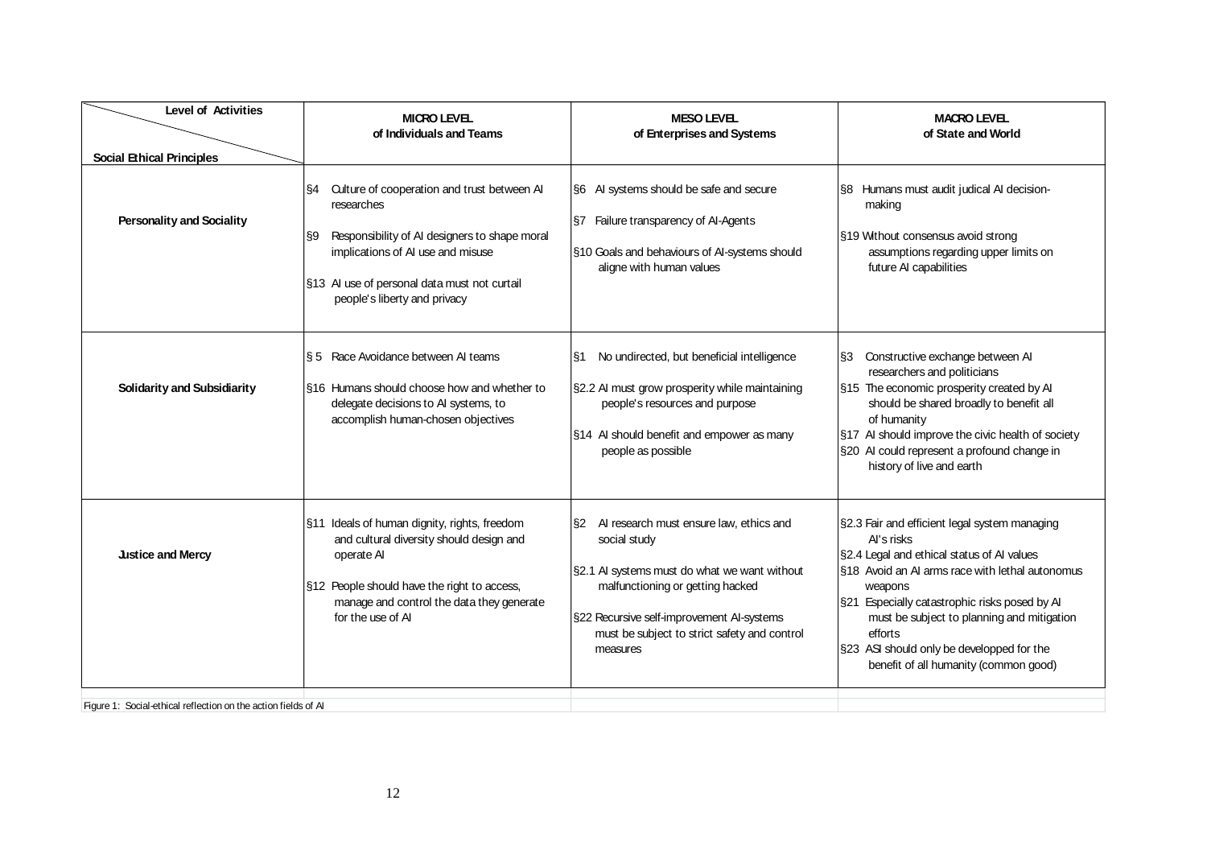| Level of Activities / Social Ethical Principles | MICRO LEVEL of Individuals and Teams | MESO LEVEL of Enterprises and Systems | MACRO LEVEL of State and World |
|---|---|---|---|
| **Personality and Sociality** | §4 Culture of cooperation and trust between AI researches<br><br>§9 Responsibility of AI designers to shape moral implications of AI use and misuse<br><br>§13 AI use of personal data must not curtail people's liberty and privacy | §6 AI systems should be safe and secure<br><br>§7 Failure transparency of AI-Agents<br><br>§10 Goals and behaviours of AI-systems should aligne with human values | §8 Humans must audit judical AI decision-making<br><br>§19 Without consensus avoid strong assumptions regarding upper limits on future AI capabilities |
| **Solidarity and Subsidiarity** | § 5 Race Avoidance between AI teams<br><br>§16 Humans should choose how and whether to delegate decisions to AI systems, to accomplish human-chosen objectives | §1 No undirected, but beneficial intelligence<br><br>§2.2 AI must grow prosperity while maintaining people's resources and purpose<br><br>§14 AI should benefit and empower as many people as possible | §3 Constructive exchange between AI researchers and politicians<br>§15 The economic prosperity created by AI should be shared broadly to benefit all of humanity<br>§17 AI should improve the civic health of society<br>§20 AI could represent a profound change in history of live and earth |
| **Justice and Mercy** | §11 Ideals of human dignity, rights, freedom and cultural diversity should design and operate AI<br><br>§12 People should have the right to access, manage and control the data they generate for the use of AI | §2 AI research must ensure law, ethics and social study<br><br>§2.1 AI systems must do what we want without malfunctioning or getting hacked<br><br>§22 Recursive self-improvement AI-systems must be subject to strict safety and control measures | §2.3 Fair and efficient legal system managing AI's risks<br>§2.4 Legal and ethical status of AI values<br>§18 Avoid an AI arms race with lethal autonomus weapons<br>§21 Especially catastrophic risks posed by AI must be subject to planning and mitigation efforts<br>§23 ASI should only be developped for the benefit of all humanity (common good) |

Figure 1: Social-ethical reflection on the action fields of AI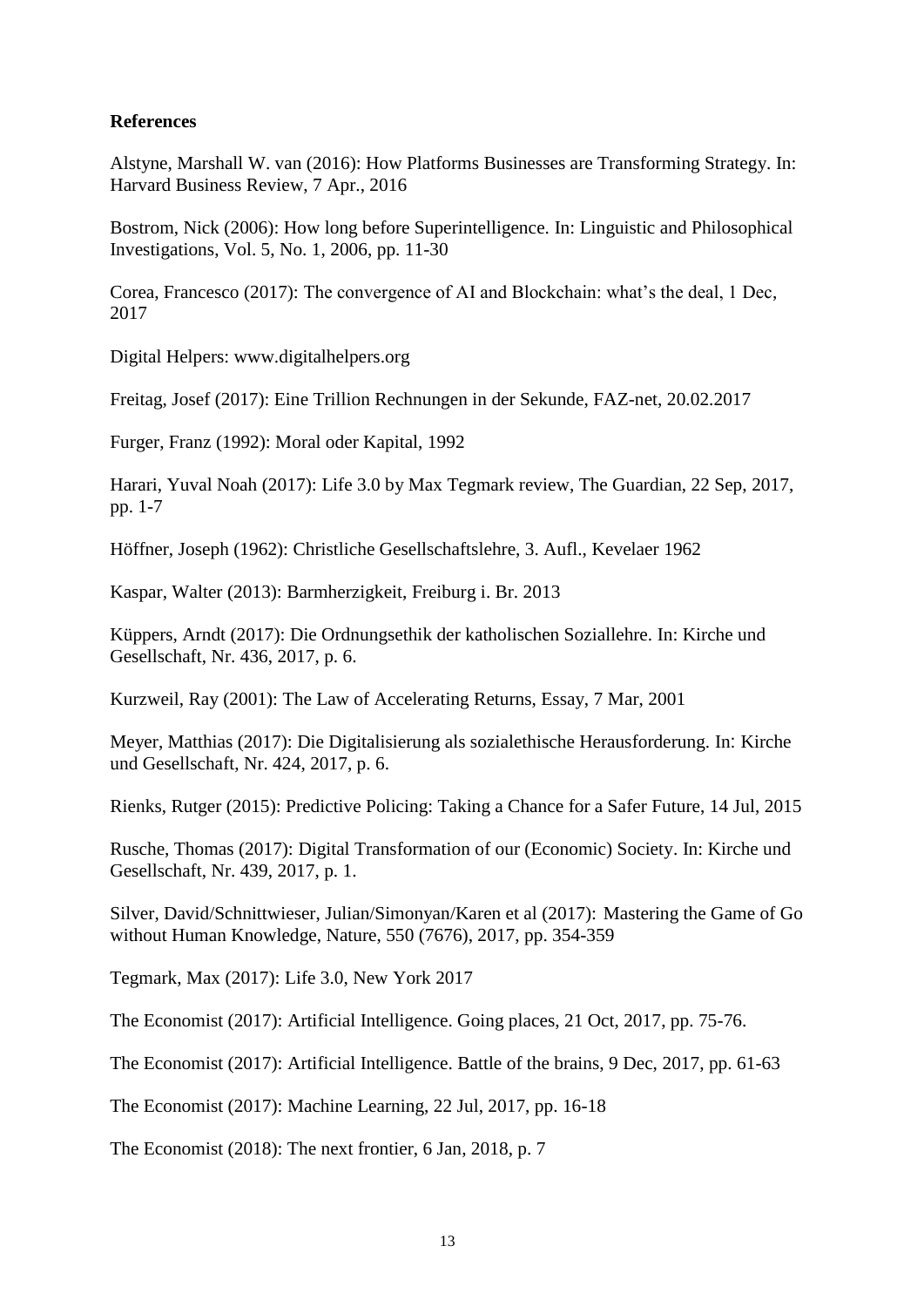**References**

Alstyne, Marshall W. van (2016): How Platforms Businesses are Transforming Strategy. In: Harvard Business Review, 7 Apr., 2016

Bostrom, Nick (2006): How long before Superintelligence. In: Linguistic and Philosophical Investigations, Vol. 5, No. 1, 2006, pp. 11-30

Corea, Francesco (2017): The convergence of AI and Blockchain: what's the deal, 1 Dec, 2017

Digital Helpers: www.digitalhelpers.org

Freitag, Josef (2017): Eine Trillion Rechnungen in der Sekunde, FAZ-net, 20.02.2017

Furger, Franz (1992): Moral oder Kapital, 1992

Harari, Yuval Noah (2017): Life 3.0 by Max Tegmark review, The Guardian, 22 Sep, 2017, pp. 1-7

Höffner, Joseph (1962): Christliche Gesellschaftslehre, 3. Aufl., Kevelaer 1962

Kaspar, Walter (2013): Barmherzigkeit, Freiburg i. Br. 2013

Küppers, Arndt (2017): Die Ordnungsethik der katholischen Soziallehre. In: Kirche und Gesellschaft, Nr. 436, 2017, p. 6.

Kurzweil, Ray (2001): The Law of Accelerating Returns, Essay, 7 Mar, 2001

Meyer, Matthias (2017): Die Digitalisierung als sozialethische Herausforderung. In: Kirche und Gesellschaft, Nr. 424, 2017, p. 6.

Rienks, Rutger (2015): Predictive Policing: Taking a Chance for a Safer Future, 14 Jul, 2015

Rusche, Thomas (2017): Digital Transformation of our (Economic) Society. In: Kirche und Gesellschaft, Nr. 439, 2017, p. 1.

Silver, David/Schnittwieser, Julian/Simonyan/Karen et al (2017): Mastering the Game of Go without Human Knowledge, Nature, 550 (7676), 2017, pp. 354-359

Tegmark, Max (2017): Life 3.0, New York 2017

The Economist (2017): Artificial Intelligence. Going places, 21 Oct, 2017, pp. 75-76.

The Economist (2017): Artificial Intelligence. Battle of the brains, 9 Dec, 2017, pp. 61-63

The Economist (2017): Machine Learning, 22 Jul, 2017, pp. 16-18

The Economist (2018): The next frontier, 6 Jan, 2018, p. 7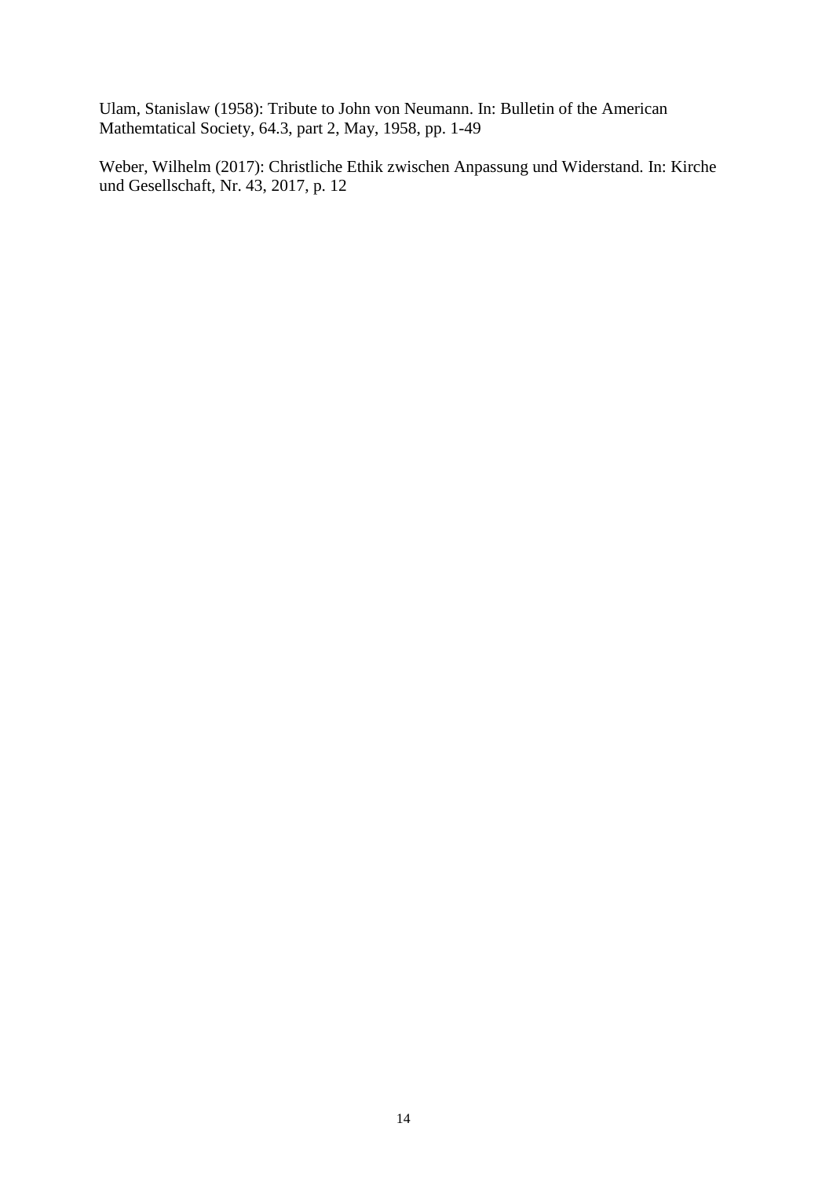Ulam, Stanislaw (1958): Tribute to John von Neumann. In: Bulletin of the American Mathemtatical Society, 64.3, part 2, May, 1958, pp. 1-49

Weber, Wilhelm (2017): Christliche Ethik zwischen Anpassung und Widerstand. In: Kirche und Gesellschaft, Nr. 43, 2017, p. 12